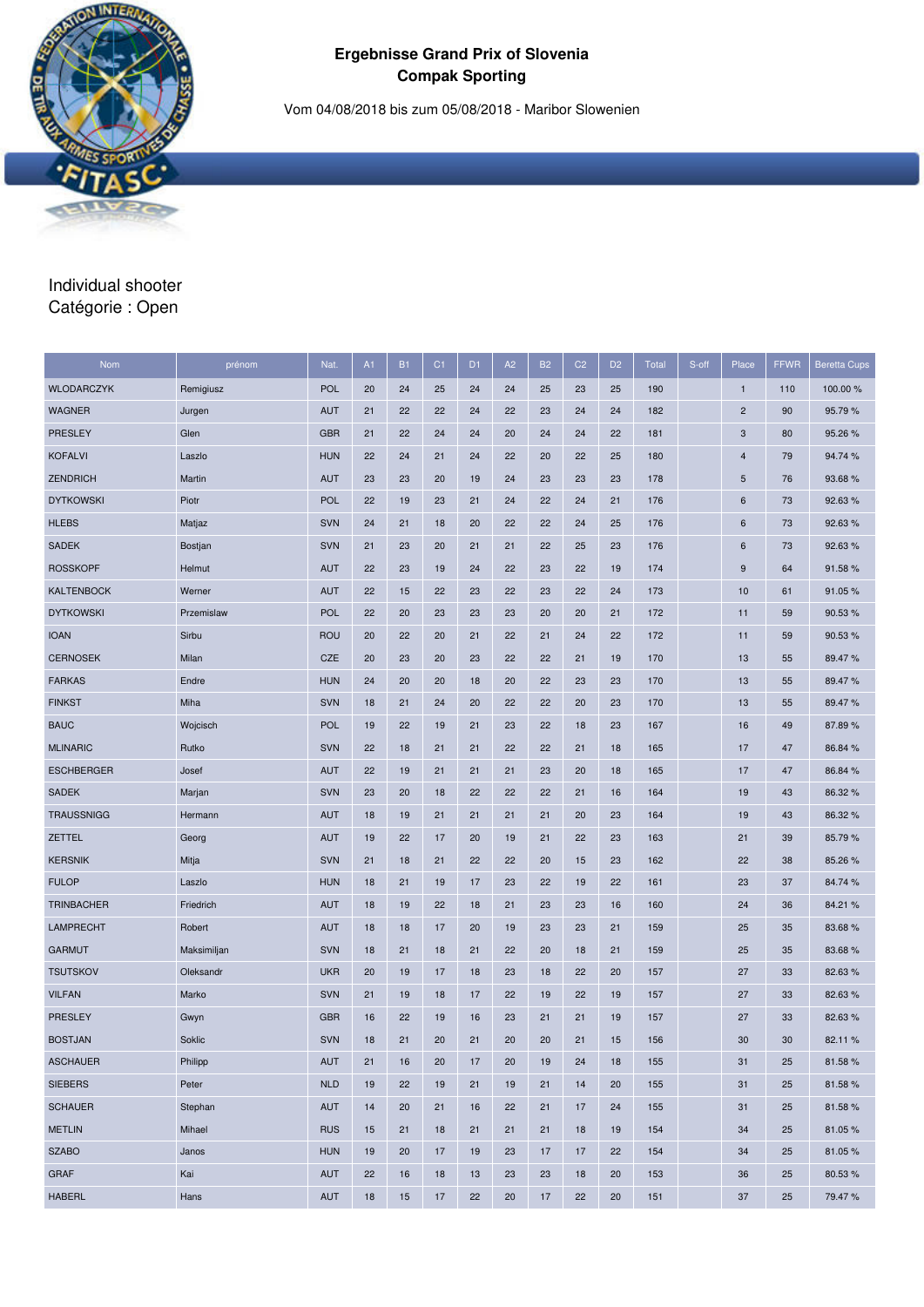# Ergebnisse Grand Prix of Slovenia
## Compak Sporting

Vom 04/08/2018 bis zum 05/08/2018 - Maribor Slowenien

Individual shooter
Catégorie : Open

| Nom | prénom | Nat. | A1 | B1 | C1 | D1 | A2 | B2 | C2 | D2 | Total | S-off | Place | FFWR | Beretta Cups |
|---|---|---|---|---|---|---|---|---|---|---|---|---|---|---|---|
| WLODARCZYK | Remigiusz | POL | 20 | 24 | 25 | 24 | 24 | 25 | 23 | 25 | 190 | | 1 | 110 | 100.00 % |
| WAGNER | Jurgen | AUT | 21 | 22 | 22 | 24 | 22 | 23 | 24 | 24 | 182 | | 2 | 90 | 95.79 % |
| PRESLEY | Glen | GBR | 21 | 22 | 24 | 24 | 20 | 24 | 24 | 22 | 181 | | 3 | 80 | 95.26 % |
| KOFALVI | Laszlo | HUN | 22 | 24 | 21 | 24 | 22 | 20 | 22 | 25 | 180 | | 4 | 79 | 94.74 % |
| ZENDRICH | Martin | AUT | 23 | 23 | 20 | 19 | 24 | 23 | 23 | 23 | 178 | | 5 | 76 | 93.68 % |
| DYTKOWSKI | Piotr | POL | 22 | 19 | 23 | 21 | 24 | 22 | 24 | 21 | 176 | | 6 | 73 | 92.63 % |
| HLEBS | Matjaz | SVN | 24 | 21 | 18 | 20 | 22 | 22 | 24 | 25 | 176 | | 6 | 73 | 92.63 % |
| SADEK | Bostjan | SVN | 21 | 23 | 20 | 21 | 21 | 22 | 25 | 23 | 176 | | 6 | 73 | 92.63 % |
| ROSSKOPF | Helmut | AUT | 22 | 23 | 19 | 24 | 22 | 23 | 22 | 19 | 174 | | 9 | 64 | 91.58 % |
| KALTENBOCK | Werner | AUT | 22 | 15 | 22 | 23 | 22 | 23 | 22 | 24 | 173 | | 10 | 61 | 91.05 % |
| DYTKOWSKI | Przemislaw | POL | 22 | 20 | 23 | 23 | 23 | 20 | 20 | 21 | 172 | | 11 | 59 | 90.53 % |
| IOAN | Sirbu | ROU | 20 | 22 | 20 | 21 | 22 | 21 | 24 | 22 | 172 | | 11 | 59 | 90.53 % |
| CERNOSEK | Milan | CZE | 20 | 23 | 20 | 23 | 22 | 22 | 21 | 19 | 170 | | 13 | 55 | 89.47 % |
| FARKAS | Endre | HUN | 24 | 20 | 20 | 18 | 20 | 22 | 23 | 23 | 170 | | 13 | 55 | 89.47 % |
| FINKST | Miha | SVN | 18 | 21 | 24 | 20 | 22 | 22 | 20 | 23 | 170 | | 13 | 55 | 89.47 % |
| BAUC | Wojcisch | POL | 19 | 22 | 19 | 21 | 23 | 22 | 18 | 23 | 167 | | 16 | 49 | 87.89 % |
| MLINARIC | Rutko | SVN | 22 | 18 | 21 | 21 | 22 | 22 | 21 | 18 | 165 | | 17 | 47 | 86.84 % |
| ESCHBERGER | Josef | AUT | 22 | 19 | 21 | 21 | 21 | 23 | 20 | 18 | 165 | | 17 | 47 | 86.84 % |
| SADEK | Marjan | SVN | 23 | 20 | 18 | 22 | 22 | 22 | 21 | 16 | 164 | | 19 | 43 | 86.32 % |
| TRAUSSNIGG | Hermann | AUT | 18 | 19 | 21 | 21 | 21 | 21 | 20 | 23 | 164 | | 19 | 43 | 86.32 % |
| ZETTEL | Georg | AUT | 19 | 22 | 17 | 20 | 19 | 21 | 22 | 23 | 163 | | 21 | 39 | 85.79 % |
| KERSNIK | Mitja | SVN | 21 | 18 | 21 | 22 | 22 | 20 | 15 | 23 | 162 | | 22 | 38 | 85.26 % |
| FULOP | Laszlo | HUN | 18 | 21 | 19 | 17 | 23 | 22 | 19 | 22 | 161 | | 23 | 37 | 84.74 % |
| TRINBACHER | Friedrich | AUT | 18 | 19 | 22 | 18 | 21 | 23 | 23 | 16 | 160 | | 24 | 36 | 84.21 % |
| LAMPRECHT | Robert | AUT | 18 | 18 | 17 | 20 | 19 | 23 | 23 | 21 | 159 | | 25 | 35 | 83.68 % |
| GARMUT | Maksimiljan | SVN | 18 | 21 | 18 | 21 | 22 | 20 | 18 | 21 | 159 | | 25 | 35 | 83.68 % |
| TSUTSKOV | Oleksandr | UKR | 20 | 19 | 17 | 18 | 23 | 18 | 22 | 20 | 157 | | 27 | 33 | 82.63 % |
| VILFAN | Marko | SVN | 21 | 19 | 18 | 17 | 22 | 19 | 22 | 19 | 157 | | 27 | 33 | 82.63 % |
| PRESLEY | Gwyn | GBR | 16 | 22 | 19 | 16 | 23 | 21 | 21 | 19 | 157 | | 27 | 33 | 82.63 % |
| BOSTJAN | Soklic | SVN | 18 | 21 | 20 | 21 | 20 | 20 | 21 | 15 | 156 | | 30 | 30 | 82.11 % |
| ASCHAUER | Philipp | AUT | 21 | 16 | 20 | 17 | 20 | 19 | 24 | 18 | 155 | | 31 | 25 | 81.58 % |
| SIEBERS | Peter | NLD | 19 | 22 | 19 | 21 | 19 | 21 | 14 | 20 | 155 | | 31 | 25 | 81.58 % |
| SCHAUER | Stephan | AUT | 14 | 20 | 21 | 16 | 22 | 21 | 17 | 24 | 155 | | 31 | 25 | 81.58 % |
| METLIN | Mihael | RUS | 15 | 21 | 18 | 21 | 21 | 21 | 18 | 19 | 154 | | 34 | 25 | 81.05 % |
| SZABO | Janos | HUN | 19 | 20 | 17 | 19 | 23 | 17 | 17 | 22 | 154 | | 34 | 25 | 81.05 % |
| GRAF | Kai | AUT | 22 | 16 | 18 | 13 | 23 | 23 | 18 | 20 | 153 | | 36 | 25 | 80.53 % |
| HABERL | Hans | AUT | 18 | 15 | 17 | 22 | 20 | 17 | 22 | 20 | 151 | | 37 | 25 | 79.47 % |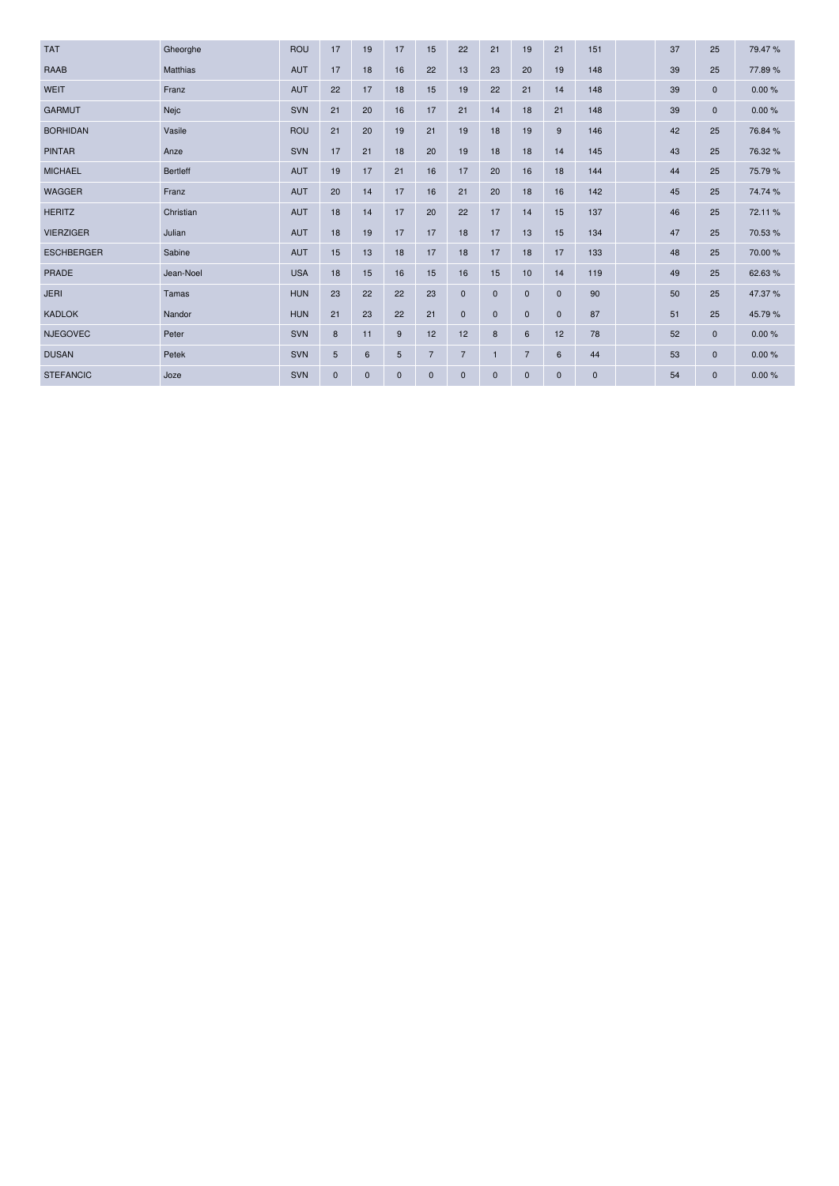| | | | | | | | | | | | | | | | |
|---|---|---|---|---|---|---|---|---|---|---|---|---|---|---|---|
| TAT | Gheorghe | ROU | 17 | 19 | 17 | 15 | 22 | 21 | 19 | 21 | 151 | | 37 | 25 | 79.47 % |
| RAAB | Matthias | AUT | 17 | 18 | 16 | 22 | 13 | 23 | 20 | 19 | 148 | | 39 | 25 | 77.89 % |
| WEIT | Franz | AUT | 22 | 17 | 18 | 15 | 19 | 22 | 21 | 14 | 148 | | 39 | 0 | 0.00 % |
| GARMUT | Nejc | SVN | 21 | 20 | 16 | 17 | 21 | 14 | 18 | 21 | 148 | | 39 | 0 | 0.00 % |
| BORHIDAN | Vasile | ROU | 21 | 20 | 19 | 21 | 19 | 18 | 19 | 9 | 146 | | 42 | 25 | 76.84 % |
| PINTAR | Anze | SVN | 17 | 21 | 18 | 20 | 19 | 18 | 18 | 14 | 145 | | 43 | 25 | 76.32 % |
| MICHAEL | Bertleff | AUT | 19 | 17 | 21 | 16 | 17 | 20 | 16 | 18 | 144 | | 44 | 25 | 75.79 % |
| WAGGER | Franz | AUT | 20 | 14 | 17 | 16 | 21 | 20 | 18 | 16 | 142 | | 45 | 25 | 74.74 % |
| HERITZ | Christian | AUT | 18 | 14 | 17 | 20 | 22 | 17 | 14 | 15 | 137 | | 46 | 25 | 72.11 % |
| VIERZIGER | Julian | AUT | 18 | 19 | 17 | 17 | 18 | 17 | 13 | 15 | 134 | | 47 | 25 | 70.53 % |
| ESCHBERGER | Sabine | AUT | 15 | 13 | 18 | 17 | 18 | 17 | 18 | 17 | 133 | | 48 | 25 | 70.00 % |
| PRADE | Jean-Noel | USA | 18 | 15 | 16 | 15 | 16 | 15 | 10 | 14 | 119 | | 49 | 25 | 62.63 % |
| JERI | Tamas | HUN | 23 | 22 | 22 | 23 | 0 | 0 | 0 | 0 | 90 | | 50 | 25 | 47.37 % |
| KADLOK | Nandor | HUN | 21 | 23 | 22 | 21 | 0 | 0 | 0 | 0 | 87 | | 51 | 25 | 45.79 % |
| NJEGOVEC | Peter | SVN | 8 | 11 | 9 | 12 | 12 | 8 | 6 | 12 | 78 | | 52 | 0 | 0.00 % |
| DUSAN | Petek | SVN | 5 | 6 | 5 | 7 | 7 | 1 | 7 | 6 | 44 | | 53 | 0 | 0.00 % |
| STEFANCIC | Joze | SVN | 0 | 0 | 0 | 0 | 0 | 0 | 0 | 0 | 0 | | 54 | 0 | 0.00 % |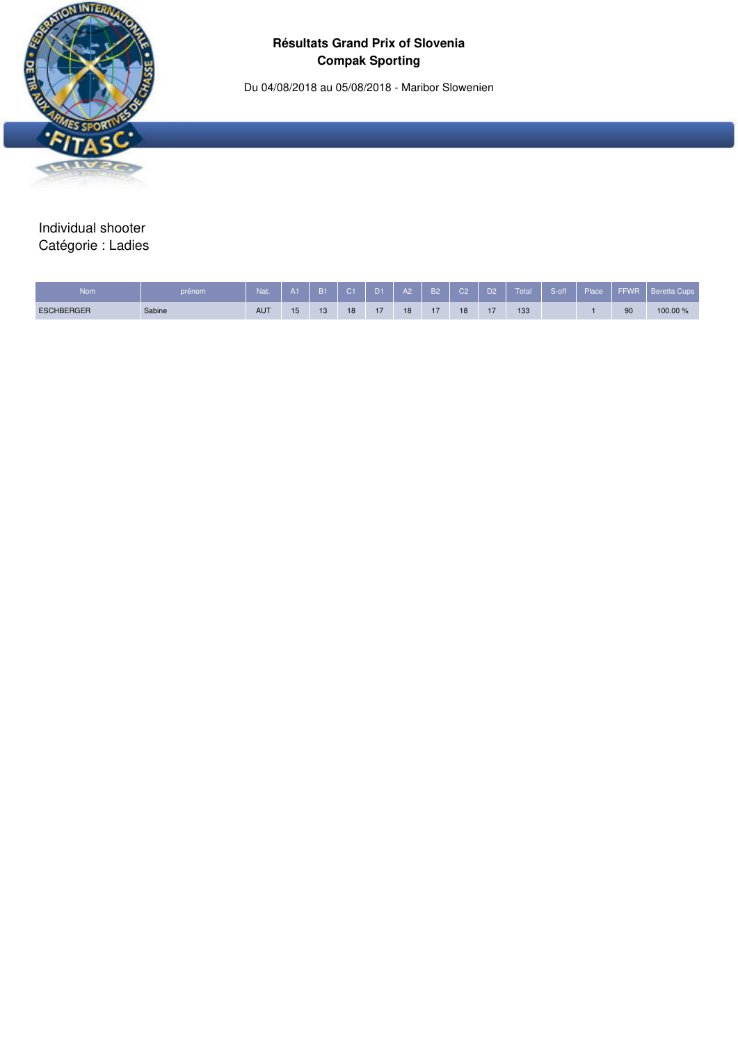**Résultats Grand Prix of Slovenia**
**Compak Sporting**

Du 04/08/2018 au 05/08/2018 - Maribor Slowenien

Individual shooter
Catégorie : Ladies

| Nom | prénom | Nat. | A1 | B1 | C1 | D1 | A2 | B2 | C2 | D2 | Total | S-off | Place | FFWR | Beretta Cups |
|---|---|---|---|---|---|---|---|---|---|---|---|---|---|---|---|
| ESCHBERGER | Sabine | AUT | 15 | 13 | 18 | 17 | 18 | 17 | 18 | 17 | 133 | | 1 | 90 | 100.00 % |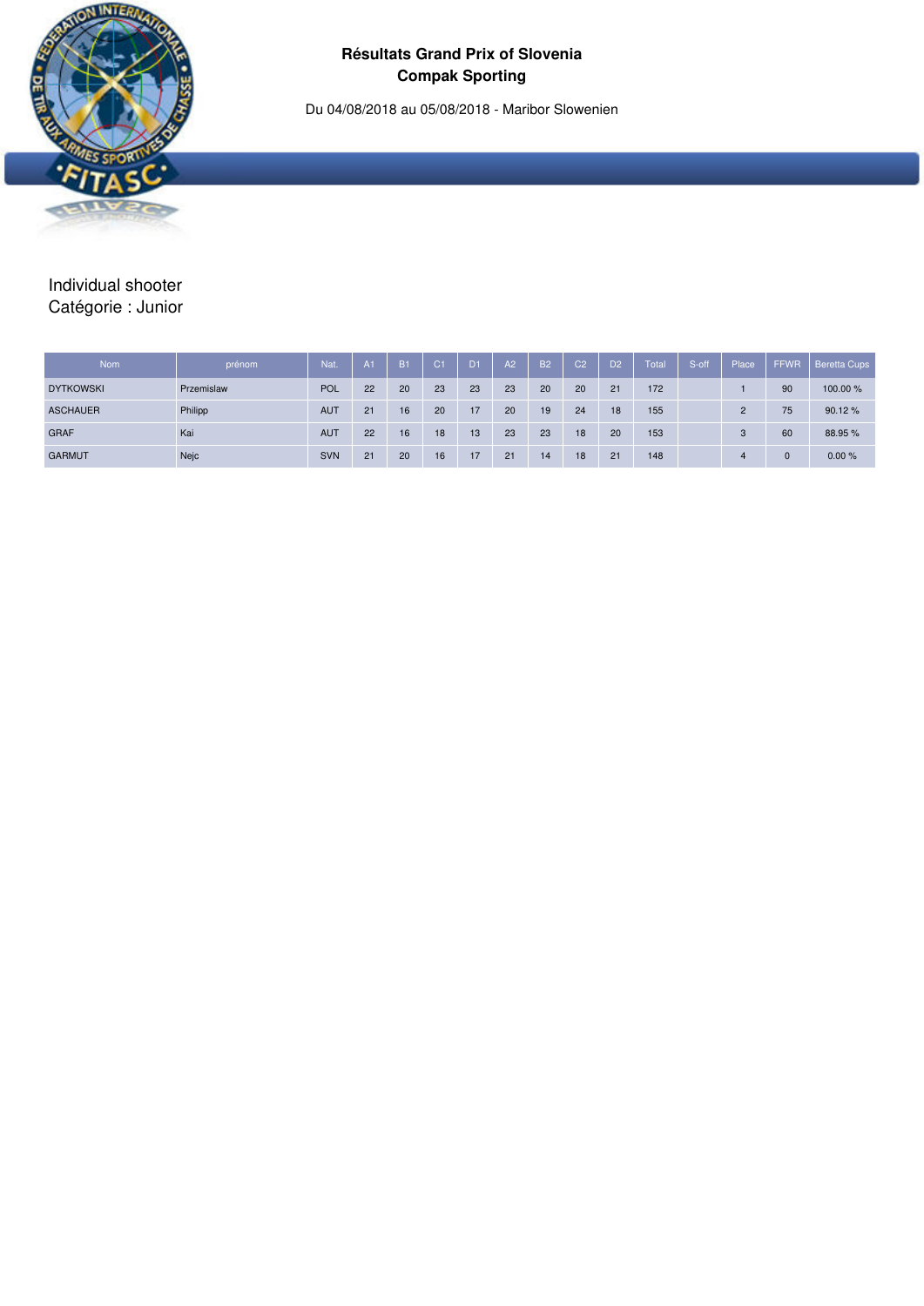**Résultats Grand Prix of Slovenia**
**Compak Sporting**

Du 04/08/2018 au 05/08/2018 - Maribor Slowenien

Individual shooter
Catégorie : Junior

| Nom | prénom | Nat. | A1 | B1 | C1 | D1 | A2 | B2 | C2 | D2 | Total | S-off | Place | FFWR | Beretta Cups |
|---|---|---|---|---|---|---|---|---|---|---|---|---|---|---|---|
| DYTKOWSKI | Przemislaw | POL | 22 | 20 | 23 | 23 | 23 | 20 | 20 | 21 | 172 | | 1 | 90 | 100.00 % |
| ASCHAUER | Philipp | AUT | 21 | 16 | 20 | 17 | 20 | 19 | 24 | 18 | 155 | | 2 | 75 | 90.12 % |
| GRAF | Kai | AUT | 22 | 16 | 18 | 13 | 23 | 23 | 18 | 20 | 153 | | 3 | 60 | 88.95 % |
| GARMUT | Nejc | SVN | 21 | 20 | 16 | 17 | 21 | 14 | 18 | 21 | 148 | | 4 | 0 | 0.00 % |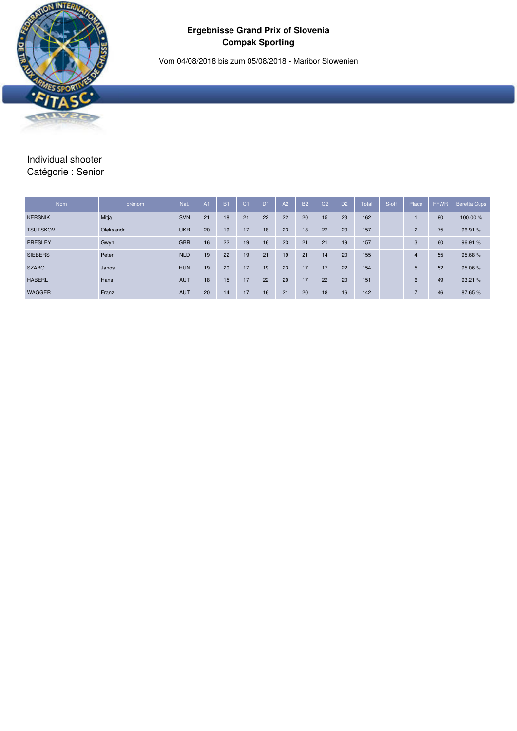# Ergebnisse Grand Prix of Slovenia
## Compak Sporting

Vom 04/08/2018 bis zum 05/08/2018 - Maribor Slowenien

Individual shooter
Catégorie : Senior

| Nom | prénom | Nat. | A1 | B1 | C1 | D1 | A2 | B2 | C2 | D2 | Total | S-off | Place | FFWR | Beretta Cups |
|---|---|---|---|---|---|---|---|---|---|---|---|---|---|---|---|
| KERSNIK | Mitja | SVN | 21 | 18 | 21 | 22 | 22 | 20 | 15 | 23 | 162 | | 1 | 90 | 100.00 % |
| TSUTSKOV | Oleksandr | UKR | 20 | 19 | 17 | 18 | 23 | 18 | 22 | 20 | 157 | | 2 | 75 | 96.91 % |
| PRESLEY | Gwyn | GBR | 16 | 22 | 19 | 16 | 23 | 21 | 21 | 19 | 157 | | 3 | 60 | 96.91 % |
| SIEBERS | Peter | NLD | 19 | 22 | 19 | 21 | 19 | 21 | 14 | 20 | 155 | | 4 | 55 | 95.68 % |
| SZABO | Janos | HUN | 19 | 20 | 17 | 19 | 23 | 17 | 17 | 22 | 154 | | 5 | 52 | 95.06 % |
| HABERL | Hans | AUT | 18 | 15 | 17 | 22 | 20 | 17 | 22 | 20 | 151 | | 6 | 49 | 93.21 % |
| WAGGER | Franz | AUT | 20 | 14 | 17 | 16 | 21 | 20 | 18 | 16 | 142 | | 7 | 46 | 87.65 % |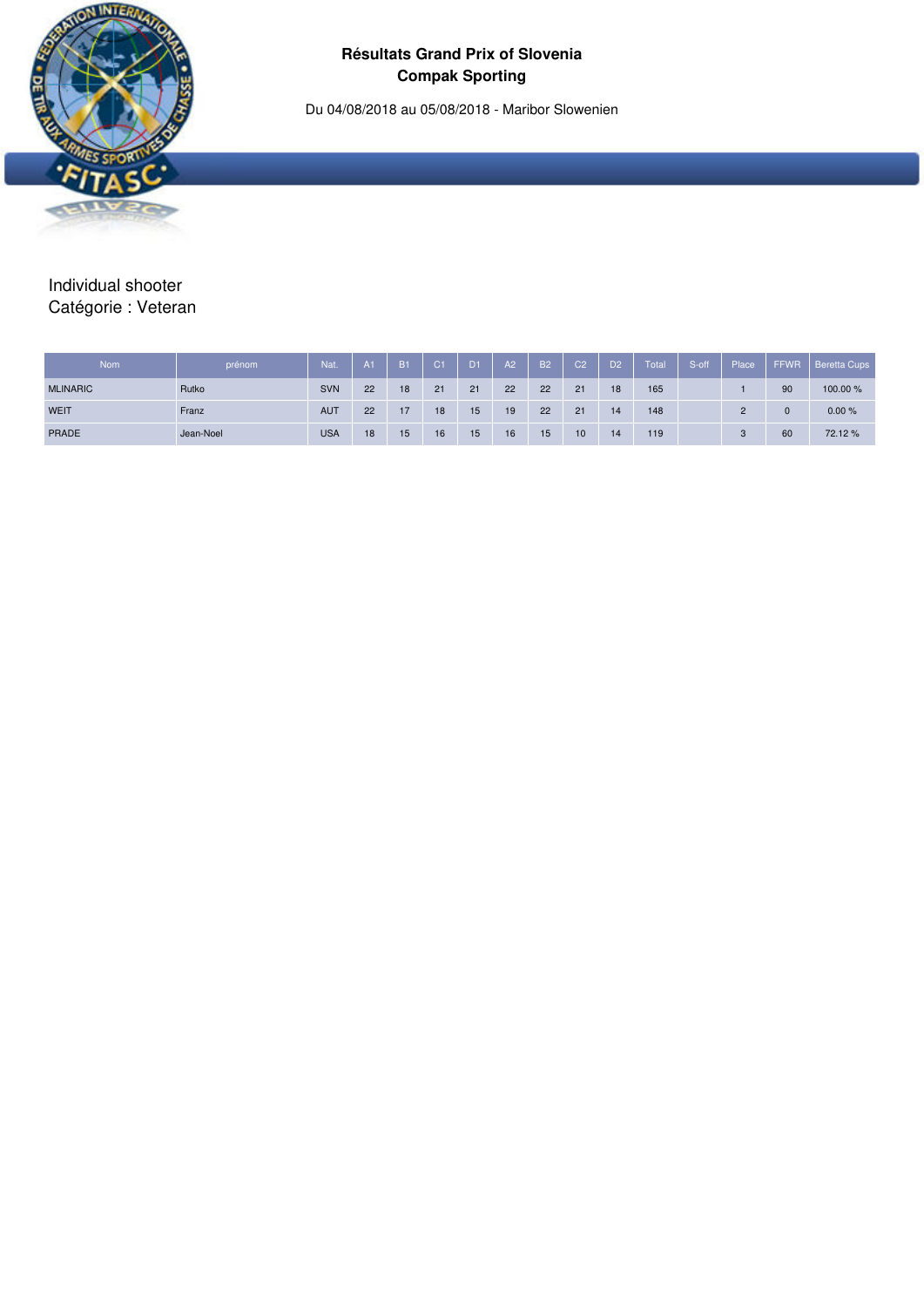**Résultats Grand Prix of Slovenia**
**Compak Sporting**

Du 04/08/2018 au 05/08/2018 - Maribor Slowenien

Individual shooter
Catégorie : Veteran

| Nom | prénom | Nat. | A1 | B1 | C1 | D1 | A2 | B2 | C2 | D2 | Total | S-off | Place | FFWR | Beretta Cups |
|---|---|---|---|---|---|---|---|---|---|---|---|---|---|---|---|
| MLINARIC | Rutko | SVN | 22 | 18 | 21 | 21 | 22 | 22 | 21 | 18 | 165 | | 1 | 90 | 100.00 % |
| WEIT | Franz | AUT | 22 | 17 | 18 | 15 | 19 | 22 | 21 | 14 | 148 | | 2 | 0 | 0.00 % |
| PRADE | Jean-Noel | USA | 18 | 15 | 16 | 15 | 16 | 15 | 10 | 14 | 119 | | 3 | 60 | 72.12 % |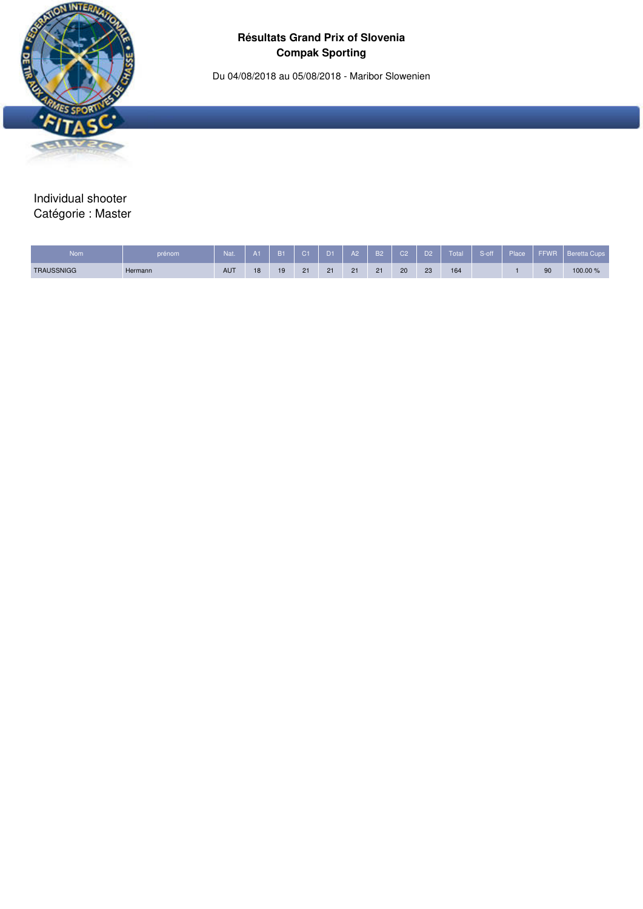**Résultats Grand Prix of Slovenia**
**Compak Sporting**

Du 04/08/2018 au 05/08/2018 - Maribor Slowenien

Individual shooter
Catégorie : Master

| Nom | prénom | Nat. | A1 | B1 | C1 | D1 | A2 | B2 | C2 | D2 | Total | S-off | Place | FFWR | Beretta Cups |
|---|---|---|---|---|---|---|---|---|---|---|---|---|---|---|---|
| TRAUSSNIGG | Hermann | AUT | 18 | 19 | 21 | 21 | 21 | 21 | 20 | 23 | 164 | | 1 | 90 | 100.00 % |